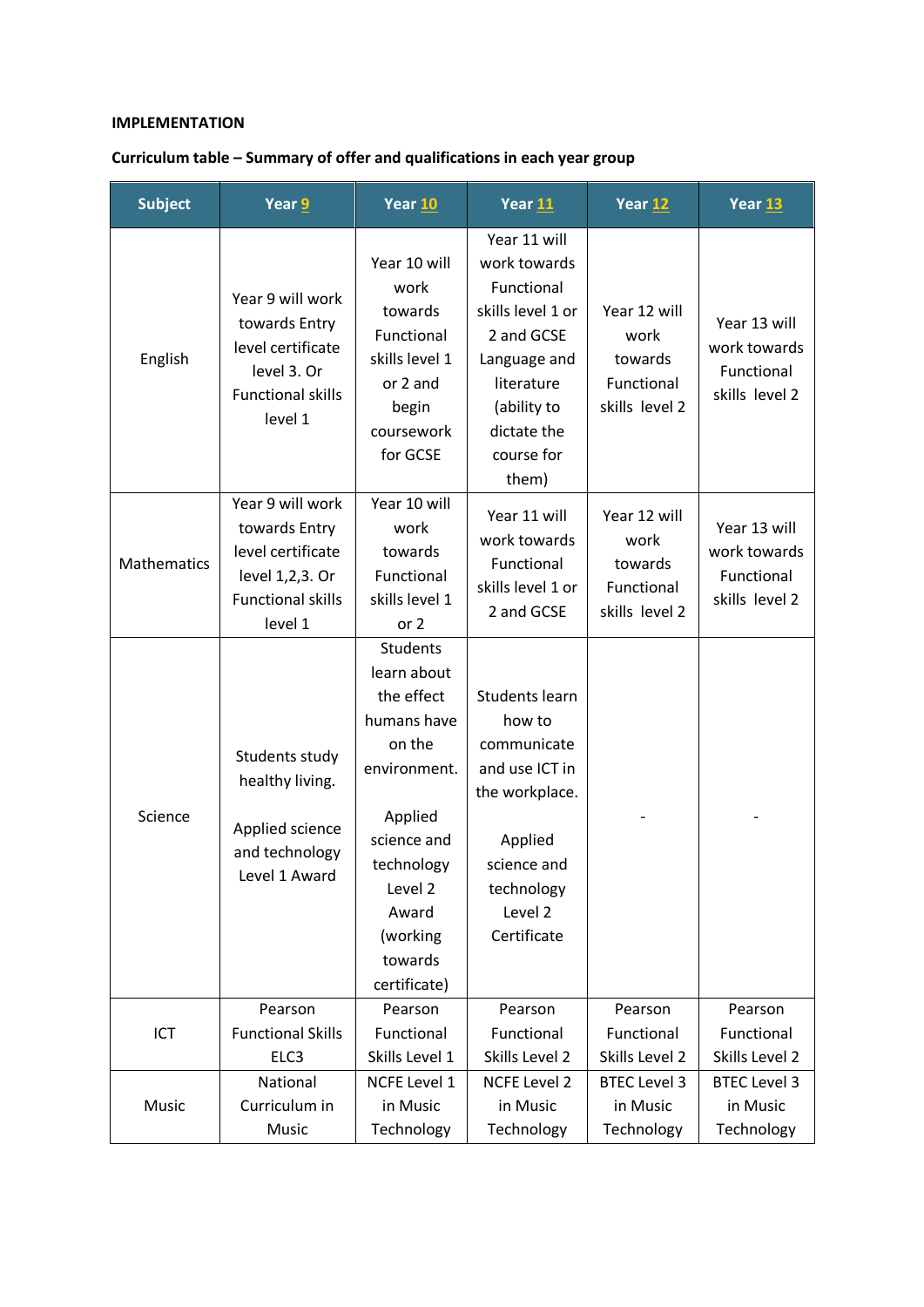**IMPLEMENTATION**

**Curriculum table – Summary of offer and qualifications in each year group**

| Subject | Year 9 | Year 10 | Year 11 | Year 12 | Year 13 |
|---|---|---|---|---|---|
| English | Year 9 will work towards Entry level certificate level 3. Or Functional skills level 1 | Year 10 will work towards Functional skills level 1 or 2 and begin coursework for GCSE | Year 11 will work towards Functional skills level 1 or 2 and GCSE Language and literature (ability to dictate the course for them) | Year 12 will work towards Functional skills level 2 | Year 13 will work towards Functional skills level 2 |
| Mathematics | Year 9 will work towards Entry level certificate level 1,2,3. Or Functional skills level 1 | Year 10 will work towards Functional skills level 1 or 2 | Year 11 will work towards Functional skills level 1 or 2 and GCSE | Year 12 will work towards Functional skills level 2 | Year 13 will work towards Functional skills level 2 |
| Science | Students study healthy living.<br><br>Applied science and technology Level 1 Award | Students learn about the effect humans have on the environment.<br><br>Applied science and technology Level 2 Award (working towards certificate) | Students learn how to communicate and use ICT in the workplace.<br><br>Applied science and technology Level 2 Certificate | - | - |
| ICT | Pearson Functional Skills ELC3 | Pearson Functional Skills Level 1 | Pearson Functional Skills Level 2 | Pearson Functional Skills Level 2 | Pearson Functional Skills Level 2 |
| Music | National Curriculum in Music | NCFE Level 1 in Music Technology | NCFE Level 2 in Music Technology | BTEC Level 3 in Music Technology | BTEC Level 3 in Music Technology |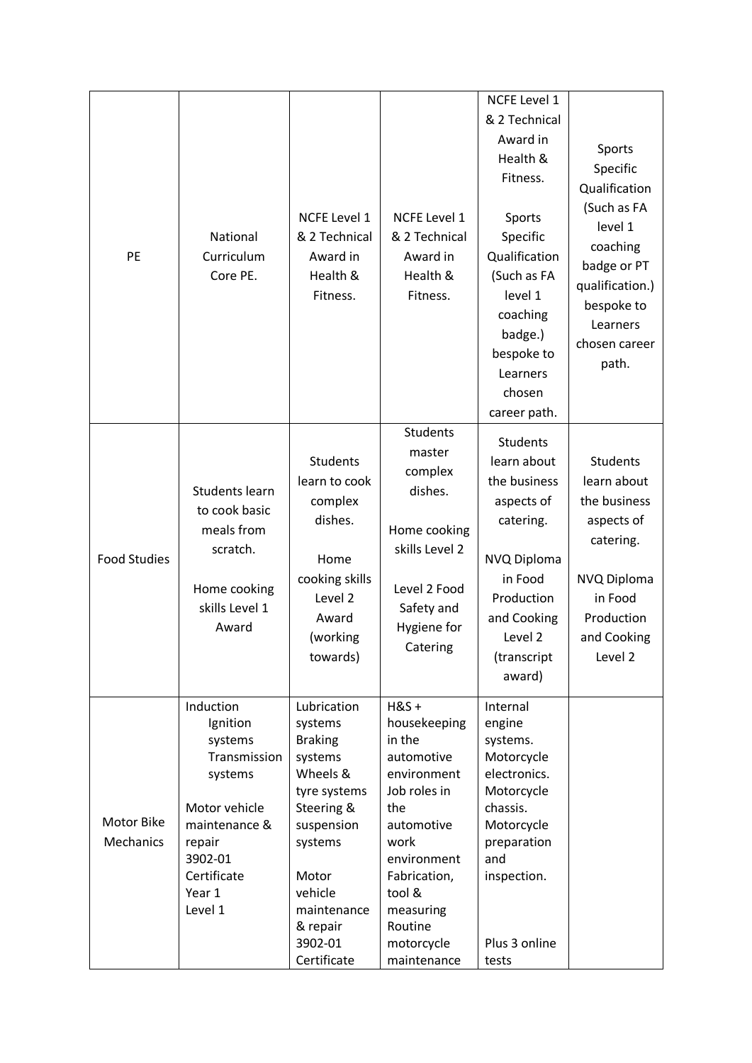| | | | | | |
|---|---|---|---|---|---|
| PE | National Curriculum Core PE. | NCFE Level 1 & 2 Technical Award in Health & Fitness. | NCFE Level 1 & 2 Technical Award in Health & Fitness. | NCFE Level 1 & 2 Technical Award in Health & Fitness.<br><br>Sports Specific Qualification (Such as FA level 1 coaching badge.) bespoke to Learners chosen career path. | Sports Specific Qualification (Such as FA level 1 coaching badge or PT qualification.) bespoke to Learners chosen career path. |
| Food Studies | Students learn to cook basic meals from scratch.<br><br>Home cooking skills Level 1 Award | Students learn to cook complex dishes.<br><br>Home cooking skills Level 2 Award (working towards) | Students master complex dishes.<br><br>Home cooking skills Level 2<br><br>Level 2 Food Safety and Hygiene for Catering | Students learn about the business aspects of catering.<br><br>NVQ Diploma in Food Production and Cooking Level 2 (transcript award) | Students learn about the business aspects of catering.<br><br>NVQ Diploma in Food Production and Cooking Level 2 |
| Motor Bike Mechanics | Induction<br>Ignition systems<br>Transmission systems<br><br>Motor vehicle maintenance & repair 3902-01 Certificate Year 1 Level 1 | Lubrication systems<br>Braking systems<br>Wheels & tyre systems<br>Steering & suspension systems<br><br>Motor vehicle maintenance & repair 3902-01 Certificate | H&S + housekeeping in the automotive environment<br>Job roles in the automotive work environment<br>Fabrication, tool & measuring<br>Routine motorcycle maintenance | Internal engine systems.<br>Motorcycle electronics.<br>Motorcycle chassis.<br>Motorcycle preparation and inspection.<br><br>Plus 3 online tests | |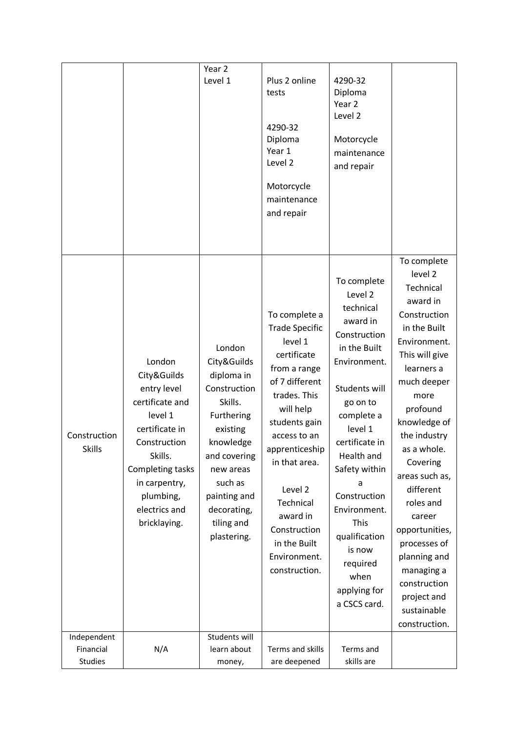| | | | | | |
|---|---|---|---|---|---|
| | | Year 2 Level 1 | Plus 2 online tests<br><br>4290-32 Diploma Year 1 Level 2<br><br>Motorcycle maintenance and repair | 4290-32 Diploma Year 2 Level 2<br><br>Motorcycle maintenance and repair | |
| Construction Skills | London City&Guilds entry level certificate and level 1 certificate in Construction Skills. Completing tasks in carpentry, plumbing, electrics and bricklaying. | London City&Guilds diploma in Construction Skills. Furthering existing knowledge and covering new areas such as painting and decorating, tiling and plastering. | To complete a Trade Specific level 1 certificate from a range of 7 different trades. This will help students gain access to an apprenticeship in that area.<br><br>Level 2 Technical award in Construction in the Built Environment. construction. | To complete Level 2 technical award in Construction in the Built Environment.<br><br>Students will go on to complete a level 1 certificate in Health and Safety within a Construction Environment. This qualification is now required when applying for a CSCS card. | To complete level 2 Technical award in Construction in the Built Environment. This will give learners a much deeper more profound knowledge of the industry as a whole. Covering areas such as, different roles and career opportunities, processes of planning and managing a construction project and sustainable construction. |
| Independent Financial Studies | N/A | Students will learn about money, | Terms and skills are deepened | Terms and skills are | |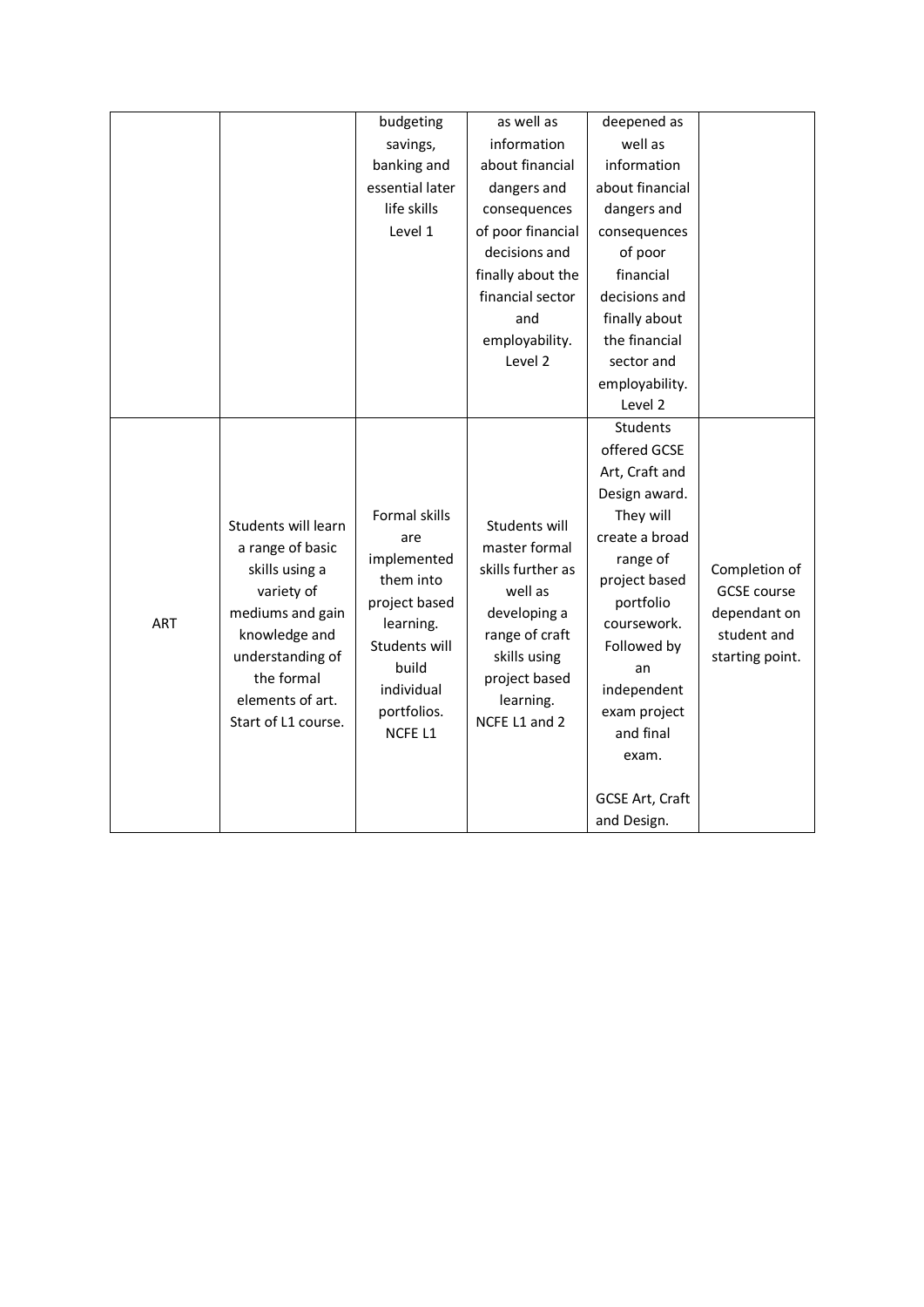| | | | | | |
|---|---|---|---|---|---|
| | | budgeting savings, banking and essential later life skills Level 1 | as well as information about financial dangers and consequences of poor financial decisions and finally about the financial sector and employability. Level 2 | deepened as well as information about financial dangers and consequences of poor financial decisions and finally about the financial sector and employability. Level 2 | |
| ART | Students will learn a range of basic skills using a variety of mediums and gain knowledge and understanding of the formal elements of art. Start of L1 course. | Formal skills are implemented them into project based learning. Students will build individual portfolios. NCFE L1 | Students will master formal skills further as well as developing a range of craft skills using project based learning. NCFE L1 and 2 | Students offered GCSE Art, Craft and Design award. They will create a broad range of project based portfolio coursework. Followed by an independent exam project and final exam.<br><br>GCSE Art, Craft and Design. | Completion of GCSE course dependant on student and starting point. |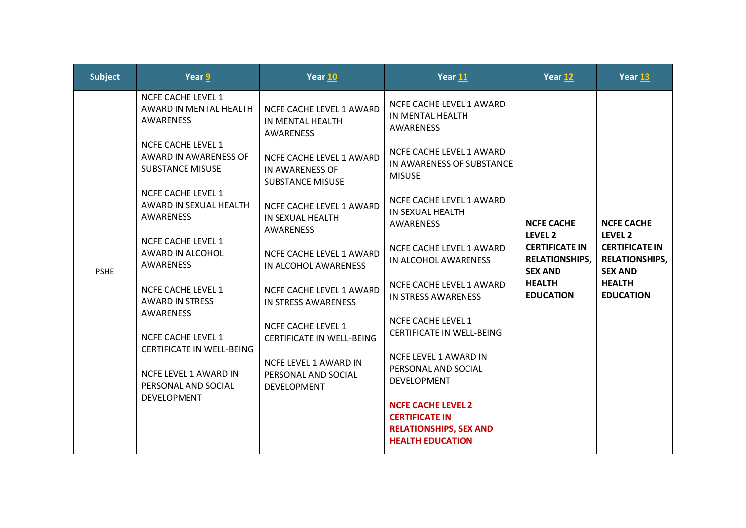| Subject | Year 9 | Year 10 | Year 11 | Year 12 | Year 13 |
|---|---|---|---|---|---|
| PSHE | NCFE CACHE LEVEL 1 AWARD IN MENTAL HEALTH AWARENESS<br><br>NCFE CACHE LEVEL 1 AWARD IN AWARENESS OF SUBSTANCE MISUSE<br><br>NCFE CACHE LEVEL 1 AWARD IN SEXUAL HEALTH AWARENESS<br><br>NCFE CACHE LEVEL 1 AWARD IN ALCOHOL AWARENESS<br><br>NCFE CACHE LEVEL 1 AWARD IN STRESS AWARENESS<br><br>NCFE CACHE LEVEL 1 CERTIFICATE IN WELL-BEING<br><br>NCFE LEVEL 1 AWARD IN PERSONAL AND SOCIAL DEVELOPMENT | NCFE CACHE LEVEL 1 AWARD IN MENTAL HEALTH AWARENESS<br><br>NCFE CACHE LEVEL 1 AWARD IN AWARENESS OF SUBSTANCE MISUSE<br><br>NCFE CACHE LEVEL 1 AWARD IN SEXUAL HEALTH AWARENESS<br><br>NCFE CACHE LEVEL 1 AWARD IN ALCOHOL AWARENESS<br><br>NCFE CACHE LEVEL 1 AWARD IN STRESS AWARENESS<br><br>NCFE CACHE LEVEL 1 CERTIFICATE IN WELL-BEING<br><br>NCFE LEVEL 1 AWARD IN PERSONAL AND SOCIAL DEVELOPMENT | NCFE CACHE LEVEL 1 AWARD IN MENTAL HEALTH AWARENESS<br><br>NCFE CACHE LEVEL 1 AWARD IN AWARENESS OF SUBSTANCE MISUSE<br><br>NCFE CACHE LEVEL 1 AWARD IN SEXUAL HEALTH AWARENESS<br><br>NCFE CACHE LEVEL 1 AWARD IN ALCOHOL AWARENESS<br><br>NCFE CACHE LEVEL 1 AWARD IN STRESS AWARENESS<br><br>NCFE CACHE LEVEL 1 CERTIFICATE IN WELL-BEING<br><br>NCFE LEVEL 1 AWARD IN PERSONAL AND SOCIAL DEVELOPMENT<br><br>**NCFE CACHE LEVEL 2 CERTIFICATE IN RELATIONSHIPS, SEX AND HEALTH EDUCATION** | **NCFE CACHE LEVEL 2 CERTIFICATE IN RELATIONSHIPS, SEX AND HEALTH EDUCATION** | **NCFE CACHE LEVEL 2 CERTIFICATE IN RELATIONSHIPS, SEX AND HEALTH EDUCATION** |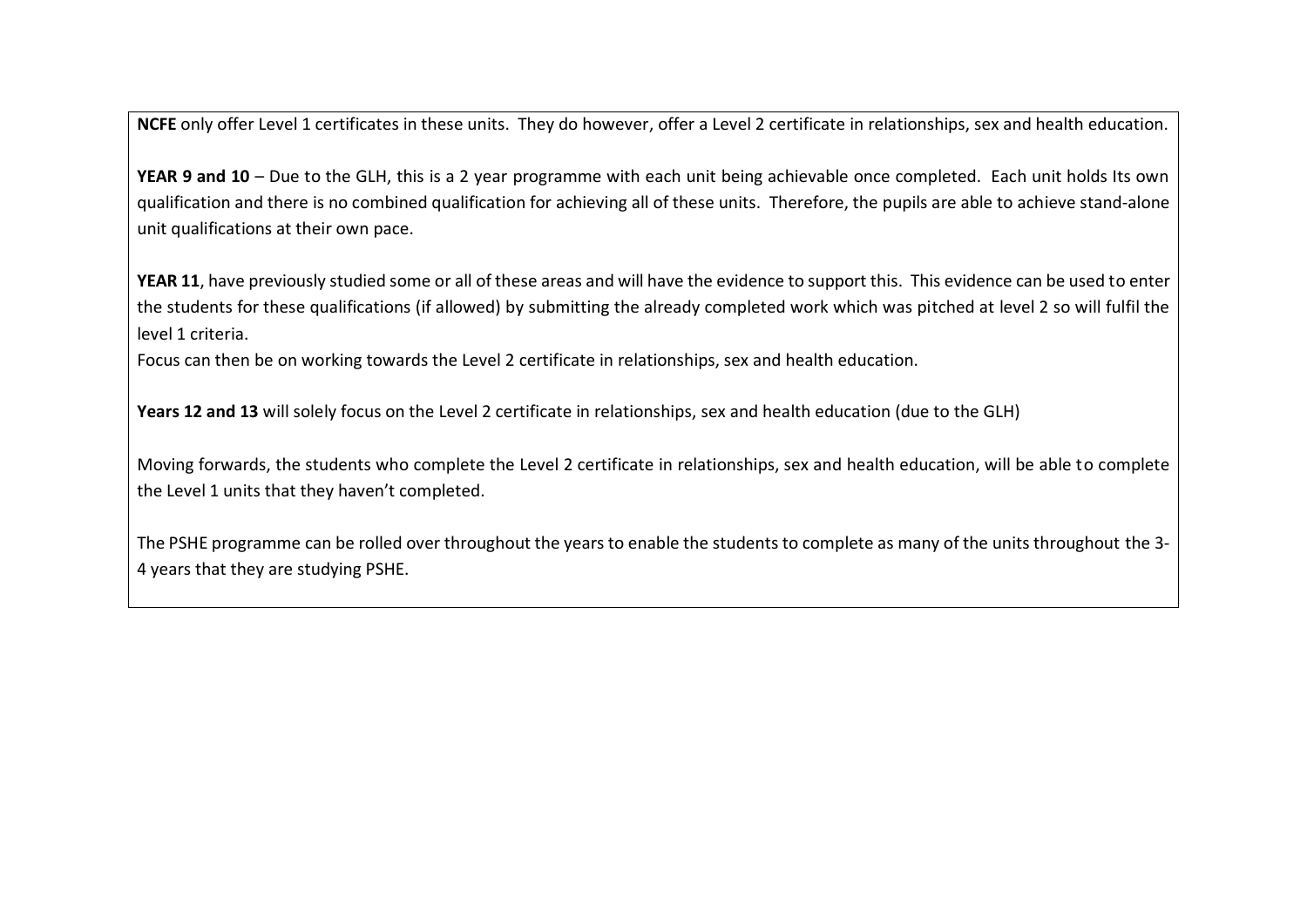**NCFE** only offer Level 1 certificates in these units. They do however, offer a Level 2 certificate in relationships, sex and health education.

**YEAR 9 and 10** – Due to the GLH, this is a 2 year programme with each unit being achievable once completed. Each unit holds Its own qualification and there is no combined qualification for achieving all of these units. Therefore, the pupils are able to achieve stand-alone unit qualifications at their own pace.

**YEAR 11**, have previously studied some or all of these areas and will have the evidence to support this. This evidence can be used to enter the students for these qualifications (if allowed) by submitting the already completed work which was pitched at level 2 so will fulfil the level 1 criteria.
Focus can then be on working towards the Level 2 certificate in relationships, sex and health education.

**Years 12 and 13** will solely focus on the Level 2 certificate in relationships, sex and health education (due to the GLH)

Moving forwards, the students who complete the Level 2 certificate in relationships, sex and health education, will be able to complete the Level 1 units that they haven't completed.

The PSHE programme can be rolled over throughout the years to enable the students to complete as many of the units throughout the 3-4 years that they are studying PSHE.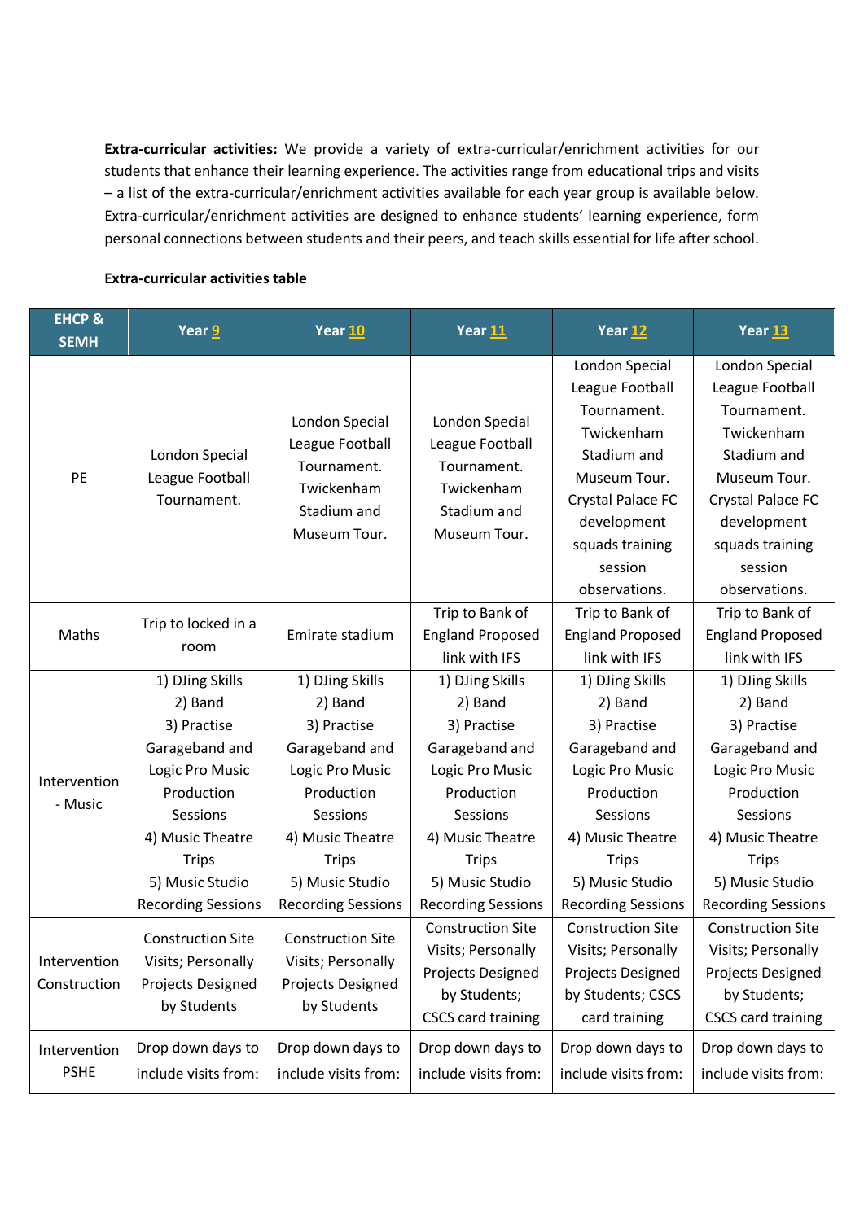**Extra-curricular activities:** We provide a variety of extra-curricular/enrichment activities for our students that enhance their learning experience. The activities range from educational trips and visits – a list of the extra-curricular/enrichment activities available for each year group is available below. Extra-curricular/enrichment activities are designed to enhance students' learning experience, form personal connections between students and their peers, and teach skills essential for life after school.

**Extra-curricular activities table**

| EHCP & SEMH | Year 9 | Year 10 | Year 11 | Year 12 | Year 13 |
|---|---|---|---|---|---|
| PE | London Special League Football Tournament. | London Special League Football Tournament. Twickenham Stadium and Museum Tour. | London Special League Football Tournament. Twickenham Stadium and Museum Tour. | London Special League Football Tournament. Twickenham Stadium and Museum Tour. Crystal Palace FC development squads training session observations. | London Special League Football Tournament. Twickenham Stadium and Museum Tour. Crystal Palace FC development squads training session observations. |
| Maths | Trip to locked in a room | Emirate stadium | Trip to Bank of England Proposed link with IFS | Trip to Bank of England Proposed link with IFS | Trip to Bank of England Proposed link with IFS |
| Intervention - Music | 1) DJing Skills 2) Band 3) Practise Garageband and Logic Pro Music Production Sessions 4) Music Theatre Trips 5) Music Studio Recording Sessions | 1) DJing Skills 2) Band 3) Practise Garageband and Logic Pro Music Production Sessions 4) Music Theatre Trips 5) Music Studio Recording Sessions | 1) DJing Skills 2) Band 3) Practise Garageband and Logic Pro Music Production Sessions 4) Music Theatre Trips 5) Music Studio Recording Sessions | 1) DJing Skills 2) Band 3) Practise Garageband and Logic Pro Music Production Sessions 4) Music Theatre Trips 5) Music Studio Recording Sessions | 1) DJing Skills 2) Band 3) Practise Garageband and Logic Pro Music Production Sessions 4) Music Theatre Trips 5) Music Studio Recording Sessions |
| Intervention Construction | Construction Site Visits; Personally Projects Designed by Students | Construction Site Visits; Personally Projects Designed by Students | Construction Site Visits; Personally Projects Designed by Students; CSCS card training | Construction Site Visits; Personally Projects Designed by Students; CSCS card training | Construction Site Visits; Personally Projects Designed by Students; CSCS card training |
| Intervention PSHE | Drop down days to include visits from: | Drop down days to include visits from: | Drop down days to include visits from: | Drop down days to include visits from: | Drop down days to include visits from: |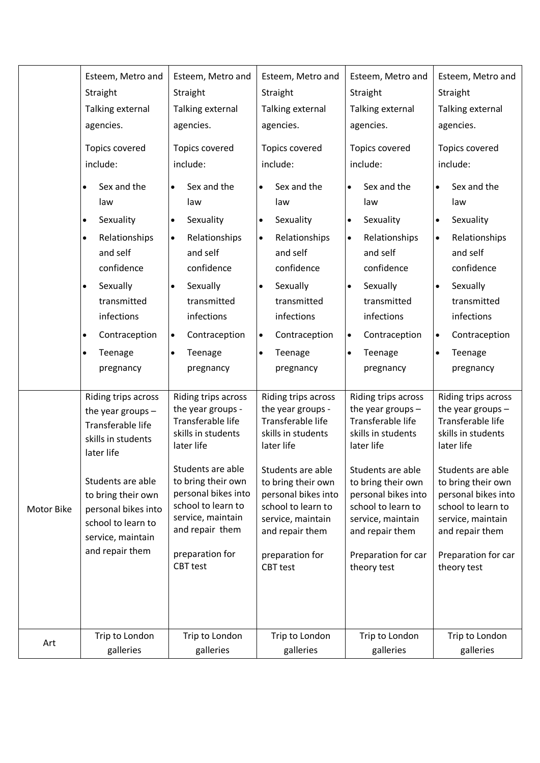| | | | | | |
|---|---|---|---|---|---|
| | Esteem, Metro and Straight<br>Talking external agencies.<br><br>Topics covered include:<br>• Sex and the law<br>• Sexuality<br>• Relationships and self confidence<br>• Sexually transmitted infections<br>• Contraception<br>• Teenage pregnancy | Esteem, Metro and Straight<br>Talking external agencies.<br><br>Topics covered include:<br>• Sex and the law<br>• Sexuality<br>• Relationships and self confidence<br>• Sexually transmitted infections<br>• Contraception<br>• Teenage pregnancy | Esteem, Metro and Straight<br>Talking external agencies.<br><br>Topics covered include:<br>• Sex and the law<br>• Sexuality<br>• Relationships and self confidence<br>• Sexually transmitted infections<br>• Contraception<br>• Teenage pregnancy | Esteem, Metro and Straight<br>Talking external agencies.<br><br>Topics covered include:<br>• Sex and the law<br>• Sexuality<br>• Relationships and self confidence<br>• Sexually transmitted infections<br>• Contraception<br>• Teenage pregnancy | Esteem, Metro and Straight<br>Talking external agencies.<br><br>Topics covered include:<br>• Sex and the law<br>• Sexuality<br>• Relationships and self confidence<br>• Sexually transmitted infections<br>• Contraception<br>• Teenage pregnancy |
| Motor Bike | Riding trips across the year groups – Transferable life skills in students later life<br><br>Students are able to bring their own personal bikes into school to learn to service, maintain and repair them | Riding trips across the year groups - Transferable life skills in students later life<br><br>Students are able to bring their own personal bikes into school to learn to service, maintain and repair them<br><br>preparation for CBT test | Riding trips across the year groups - Transferable life skills in students later life<br><br>Students are able to bring their own personal bikes into school to learn to service, maintain and repair them<br><br>preparation for CBT test | Riding trips across the year groups – Transferable life skills in students later life<br><br>Students are able to bring their own personal bikes into school to learn to service, maintain and repair them<br><br>Preparation for car theory test | Riding trips across the year groups – Transferable life skills in students later life<br><br>Students are able to bring their own personal bikes into school to learn to service, maintain and repair them<br><br>Preparation for car theory test |
| Art | Trip to London galleries | Trip to London galleries | Trip to London galleries | Trip to London galleries | Trip to London galleries |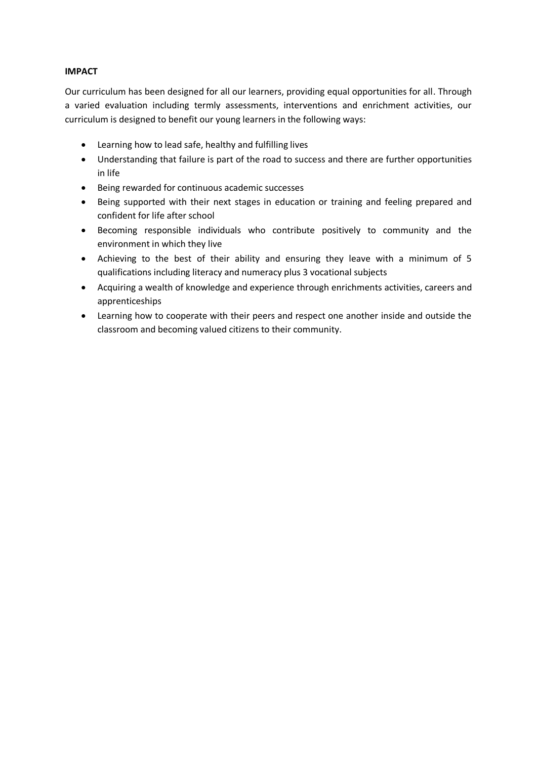**IMPACT**

Our curriculum has been designed for all our learners, providing equal opportunities for all. Through a varied evaluation including termly assessments, interventions and enrichment activities, our curriculum is designed to benefit our young learners in the following ways:

- Learning how to lead safe, healthy and fulfilling lives
- Understanding that failure is part of the road to success and there are further opportunities in life
- Being rewarded for continuous academic successes
- Being supported with their next stages in education or training and feeling prepared and confident for life after school
- Becoming responsible individuals who contribute positively to community and the environment in which they live
- Achieving to the best of their ability and ensuring they leave with a minimum of 5 qualifications including literacy and numeracy plus 3 vocational subjects
- Acquiring a wealth of knowledge and experience through enrichments activities, careers and apprenticeships
- Learning how to cooperate with their peers and respect one another inside and outside the classroom and becoming valued citizens to their community.